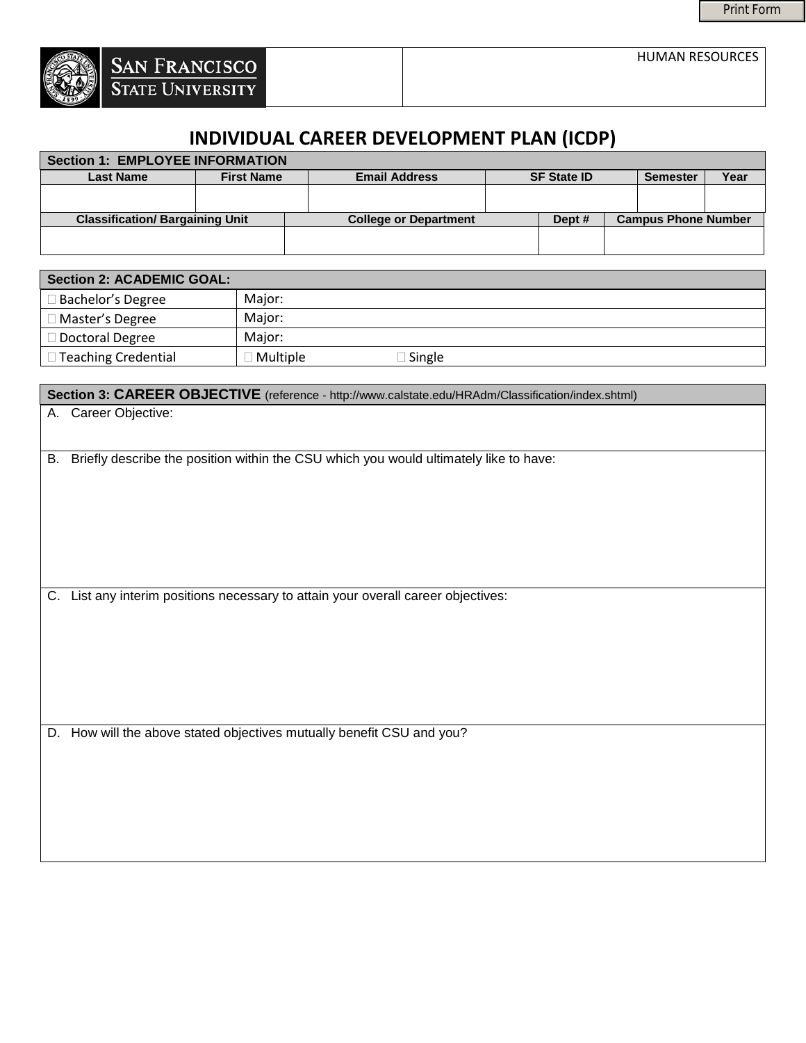SAN FRANCISCO STATE UNIVERSITY

HUMAN RESOURCES

# INDIVIDUAL CAREER DEVELOPMENT PLAN (ICDP)

| Section 1: EMPLOYEE INFORMATION | | | | | |
|---|---|---|---|---|---|
| **Last Name** | **First Name** | **Email Address** | **SF State ID** | **Semester** | **Year** |
| | | | | | |

| Classification/ Bargaining Unit | College or Department | Dept # | Campus Phone Number |
|---|---|---|---|
| | | | |

| Section 2: ACADEMIC GOAL: | |
|---|---|
| ☐ Bachelor's Degree | Major: |
| ☐ Master's Degree | Major: |
| ☐ Doctoral Degree | Major: |
| ☐ Teaching Credential | ☐ Multiple ☐ Single |

## Section 3: CAREER OBJECTIVE (reference - http://www.calstate.edu/HRAdm/Classification/index.shtml)

A. Career Objective:

B. Briefly describe the position within the CSU which you would ultimately like to have:

C. List any interim positions necessary to attain your overall career objectives:

D. How will the above stated objectives mutually benefit CSU and you?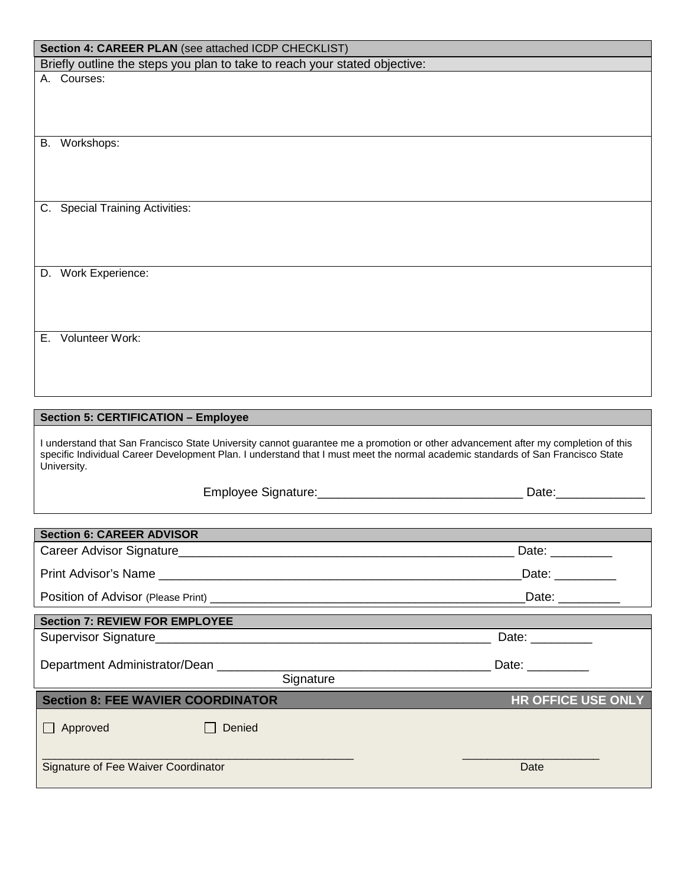## Section 4: CAREER PLAN (see attached ICDP CHECKLIST)

Briefly outline the steps you plan to take to reach your stated objective:

A. Courses:

B. Workshops:

C. Special Training Activities:

D. Work Experience:

E. Volunteer Work:

## Section 5: CERTIFICATION – Employee

I understand that San Francisco State University cannot guarantee me a promotion or other advancement after my completion of this specific Individual Career Development Plan. I understand that I must meet the normal academic standards of San Francisco State University.

Employee Signature:______________________________ Date:_____________

## Section 6: CAREER ADVISOR

Career Advisor Signature__________________________________________________ Date: _________

Print Advisor's Name ____________________________________________________Date: _________

Position of Advisor (Please Print) ____________________________________________Date: _________

## Section 7: REVIEW FOR EMPLOYEE

Supervisor Signature_________________________________________________ Date: _________

Department Administrator/Dean ________________________________________ Date: _________
Signature

## Section 8: FEE WAVIER COORDINATOR — HR OFFICE USE ONLY

☐ Approved ☐ Denied

_________________________________________________ ____________________

Signature of Fee Waiver Coordinator Date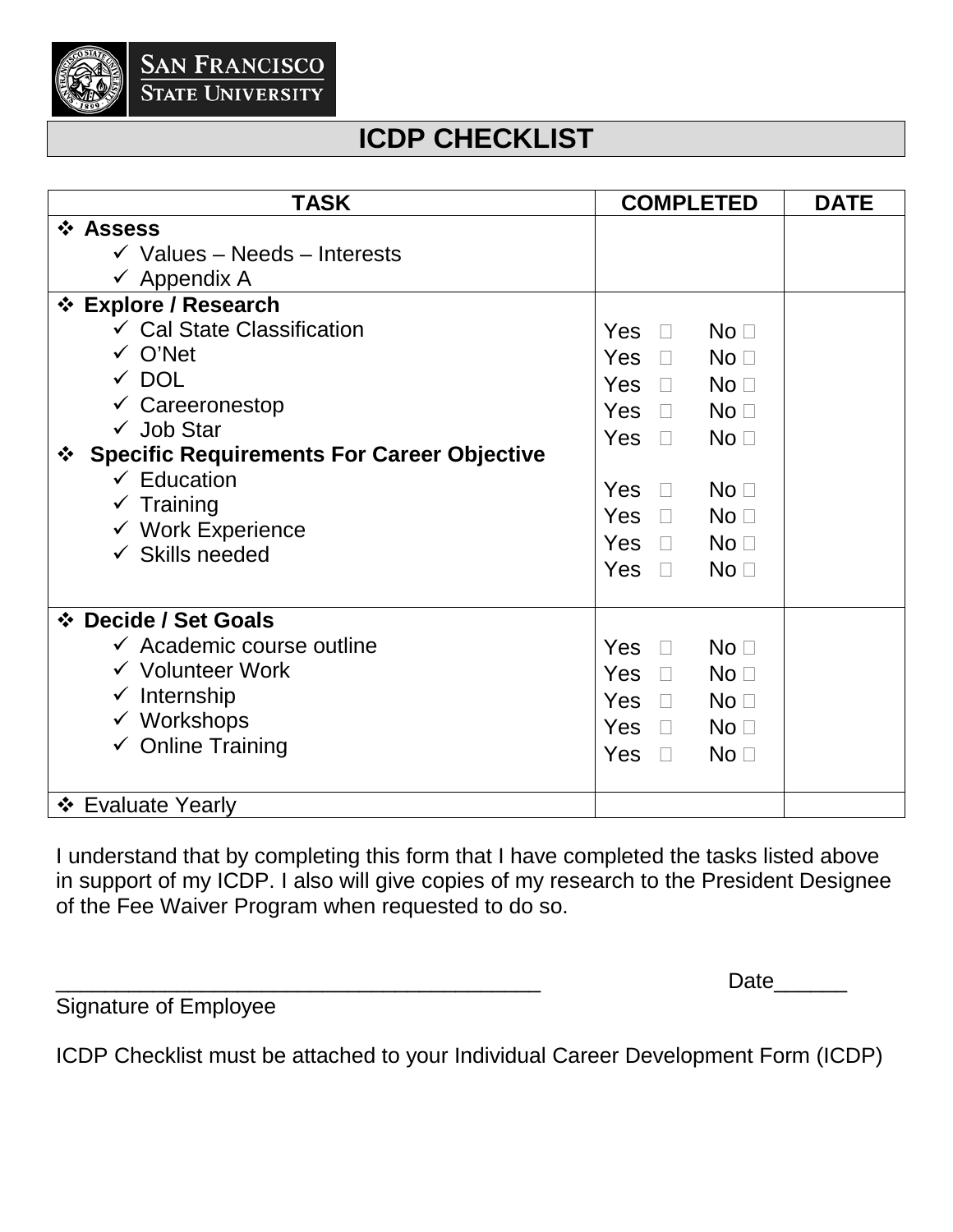# ICDP CHECKLIST

| TASK | COMPLETED | DATE |
|---|---|---|
| ❖ **Assess**<br>✓ Values – Needs – Interests<br>✓ Appendix A | | |
| ❖ **Explore / Research**<br>✓ Cal State Classification<br>✓ O'Net<br>✓ DOL<br>✓ Careeronestop<br>✓ Job Star<br>❖ **Specific Requirements For Career Objective**<br>✓ Education<br>✓ Training<br>✓ Work Experience<br>✓ Skills needed | Yes ☐ No ☐<br>Yes ☐ No ☐<br>Yes ☐ No ☐<br>Yes ☐ No ☐<br>Yes ☐ No ☐<br><br>Yes ☐ No ☐<br>Yes ☐ No ☐<br>Yes ☐ No ☐<br>Yes ☐ No ☐ | |
| ❖ **Decide / Set Goals**<br>✓ Academic course outline<br>✓ Volunteer Work<br>✓ Internship<br>✓ Workshops<br>✓ Online Training | Yes ☐ No ☐<br>Yes ☐ No ☐<br>Yes ☐ No ☐<br>Yes ☐ No ☐<br>Yes ☐ No ☐ | |
| ❖ Evaluate Yearly | | |

I understand that by completing this form that I have completed the tasks listed above in support of my ICDP. I also will give copies of my research to the President Designee of the Fee Waiver Program when requested to do so.

_________________________________________ Date______

Signature of Employee

ICDP Checklist must be attached to your Individual Career Development Form (ICDP)